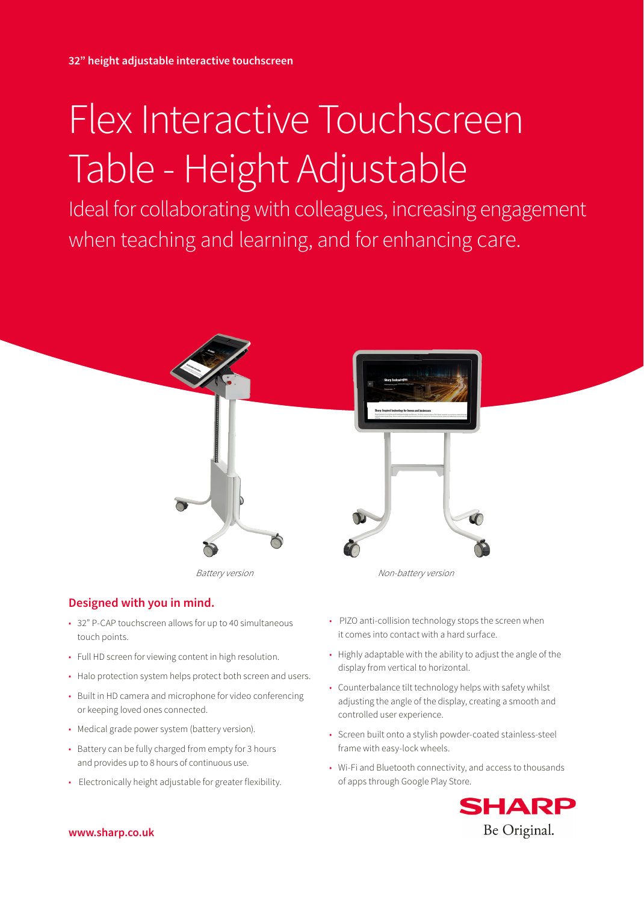32" height adjustable interactive touchscreen

# Flex Interactive Touchscreen Table - Height Adjustable

Ideal for collaborating with colleagues, increasing engagement when teaching and learning, and for enhancing care.

*Battery version*

*Non-battery version*

## Designed with you in mind.

- 32" P-CAP touchscreen allows for up to 40 simultaneous touch points.
- Full HD screen for viewing content in high resolution.
- Halo protection system helps protect both screen and users.
- Built in HD camera and microphone for video conferencing or keeping loved ones connected.
- Medical grade power system (battery version).
- Battery can be fully charged from empty for 3 hours and provides up to 8 hours of continuous use.
- Electronically height adjustable for greater flexibility.
- PIZO anti-collision technology stops the screen when it comes into contact with a hard surface.
- Highly adaptable with the ability to adjust the angle of the display from vertical to horizontal.
- Counterbalance tilt technology helps with safety whilst adjusting the angle of the display, creating a smooth and controlled user experience.
- Screen built onto a stylish powder-coated stainless-steel frame with easy-lock wheels.
- Wi-Fi and Bluetooth connectivity, and access to thousands of apps through Google Play Store.

SHARP
Be Original.

www.sharp.co.uk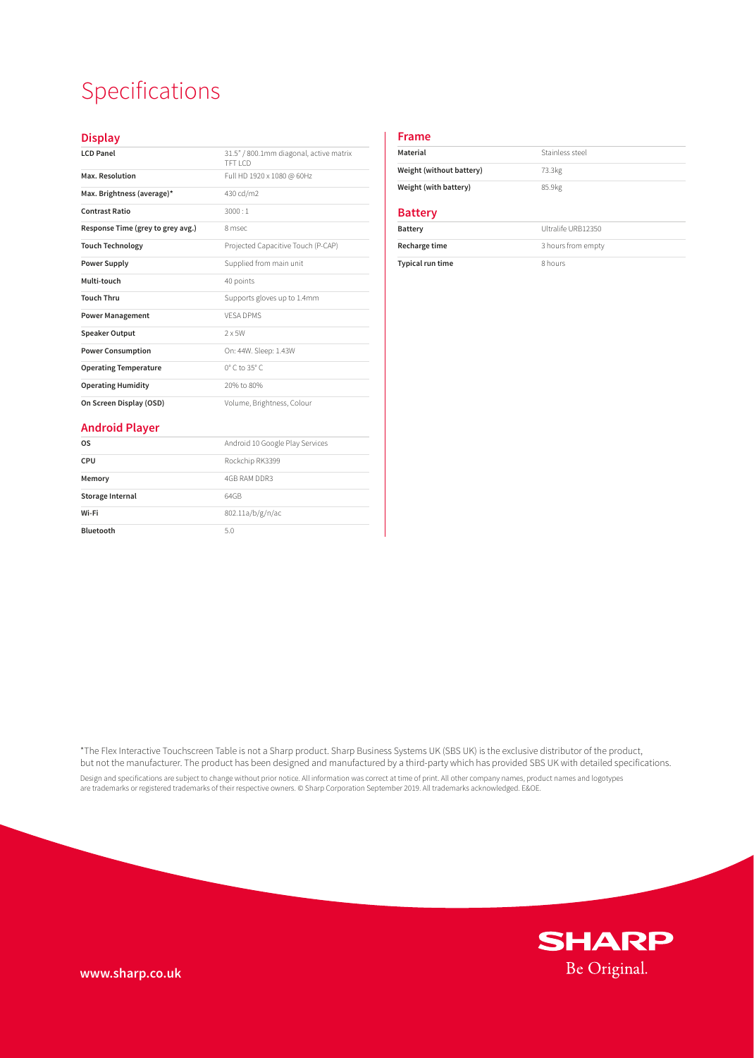# Specifications

## Display

| | |
|---|---|
| **LCD Panel** | 31.5" / 800.1mm diagonal, active matrix TFT LCD |
| **Max. Resolution** | Full HD 1920 x 1080 @ 60Hz |
| **Max. Brightness (average)*** | 430 cd/m2 |
| **Contrast Ratio** | 3000 : 1 |
| **Response Time (grey to grey avg.)** | 8 msec |
| **Touch Technology** | Projected Capacitive Touch (P-CAP) |
| **Power Supply** | Supplied from main unit |
| **Multi-touch** | 40 points |
| **Touch Thru** | Supports gloves up to 1.4mm |
| **Power Management** | VESA DPMS |
| **Speaker Output** | 2 x 5W |
| **Power Consumption** | On: 44W. Sleep: 1.43W |
| **Operating Temperature** | 0° C to 35° C |
| **Operating Humidity** | 20% to 80% |
| **On Screen Display (OSD)** | Volume, Brightness, Colour |

## Android Player

| | |
|---|---|
| **OS** | Android 10 Google Play Services |
| **CPU** | Rockchip RK3399 |
| **Memory** | 4GB RAM DDR3 |
| **Storage Internal** | 64GB |
| **Wi-Fi** | 802.11a/b/g/n/ac |
| **Bluetooth** | 5.0 |

## Frame

| | |
|---|---|
| **Material** | Stainless steel |
| **Weight (without battery)** | 73.3kg |
| **Weight (with battery)** | 85.9kg |

## Battery

| | |
|---|---|
| **Battery** | Ultralife URB12350 |
| **Recharge time** | 3 hours from empty |
| **Typical run time** | 8 hours |

*The Flex Interactive Touchscreen Table is not a Sharp product. Sharp Business Systems UK (SBS UK) is the exclusive distributor of the product, but not the manufacturer. The product has been designed and manufactured by a third-party which has provided SBS UK with detailed specifications.

Design and specifications are subject to change without prior notice. All information was correct at time of print. All other company names, product names and logotypes are trademarks or registered trademarks of their respective owners. © Sharp Corporation September 2019. All trademarks acknowledged. E&OE.

www.sharp.co.uk

SHARP
Be Original.